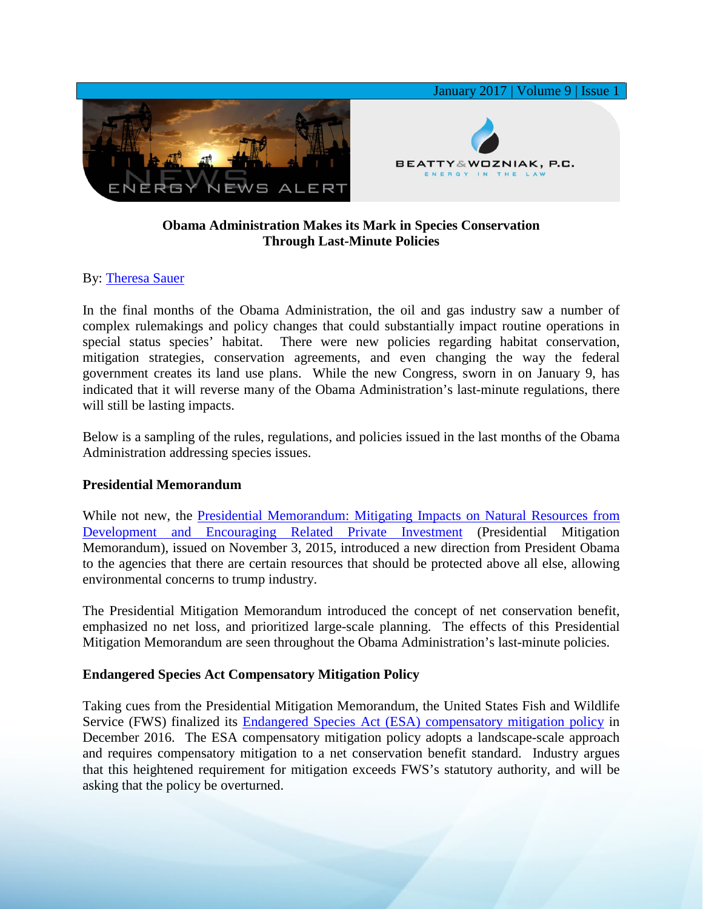# Obama Administration Makes its Mark in Species Conservation Through Last-Minute Policies

By: Theresa Sauer

In the final months of the Obama Administration, the oil and gas industry saw a number of complex rulemakings and policy changes that could substantially impact routine operations in special status species' habitat. There were new policies regarding habitat conservation, mitigation strategies, conservation agreements, and even changing the way the federal government creates its land use plans. While the new Congress, sworn in on January 9, has indicated that it will reverse many of the Obama Administration's last-minute regulations, there will still be lasting impacts.

Below is a sampling of the rules, regulations, and policies issued in the last months of the Obama Administration addressing species issues.

## Presidential Memorandum

While not new, the Presidential Memorandum: Mitigating Impacts on Natural Resources from Development and Encouraging Related Private Investment (Presidential Mitigation Memorandum), issued on November 3, 2015, introduced a new direction from President Obama to the agencies that there are certain resources that should be protected above all else, allowing environmental concerns to trump industry.

The Presidential Mitigation Memorandum introduced the concept of net conservation benefit, emphasized no net loss, and prioritized large-scale planning. The effects of this Presidential Mitigation Memorandum are seen throughout the Obama Administration's last-minute policies.

## Endangered Species Act Compensatory Mitigation Policy

Taking cues from the Presidential Mitigation Memorandum, the United States Fish and Wildlife Service (FWS) finalized its Endangered Species Act (ESA) compensatory mitigation policy in December 2016. The ESA compensatory mitigation policy adopts a landscape-scale approach and requires compensatory mitigation to a net conservation benefit standard. Industry argues that this heightened requirement for mitigation exceeds FWS's statutory authority, and will be asking that the policy be overturned.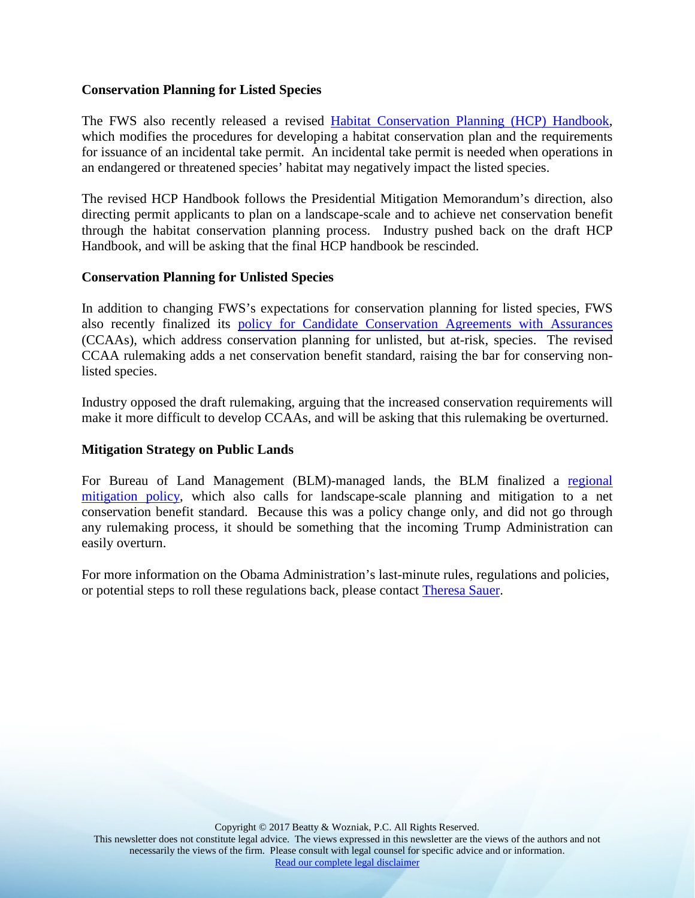### Conservation Planning for Listed Species

The FWS also recently released a revised Habitat Conservation Planning (HCP) Handbook, which modifies the procedures for developing a habitat conservation plan and the requirements for issuance of an incidental take permit. An incidental take permit is needed when operations in an endangered or threatened species' habitat may negatively impact the listed species.

The revised HCP Handbook follows the Presidential Mitigation Memorandum's direction, also directing permit applicants to plan on a landscape-scale and to achieve net conservation benefit through the habitat conservation planning process. Industry pushed back on the draft HCP Handbook, and will be asking that the final HCP handbook be rescinded.

### Conservation Planning for Unlisted Species

In addition to changing FWS's expectations for conservation planning for listed species, FWS also recently finalized its policy for Candidate Conservation Agreements with Assurances (CCAAs), which address conservation planning for unlisted, but at-risk, species. The revised CCAA rulemaking adds a net conservation benefit standard, raising the bar for conserving non-listed species.

Industry opposed the draft rulemaking, arguing that the increased conservation requirements will make it more difficult to develop CCAAs, and will be asking that this rulemaking be overturned.

### Mitigation Strategy on Public Lands

For Bureau of Land Management (BLM)-managed lands, the BLM finalized a regional mitigation policy, which also calls for landscape-scale planning and mitigation to a net conservation benefit standard. Because this was a policy change only, and did not go through any rulemaking process, it should be something that the incoming Trump Administration can easily overturn.

For more information on the Obama Administration's last-minute rules, regulations and policies, or potential steps to roll these regulations back, please contact Theresa Sauer.

Copyright © 2017 Beatty & Wozniak, P.C. All Rights Reserved.
This newsletter does not constitute legal advice. The views expressed in this newsletter are the views of the authors and not necessarily the views of the firm. Please consult with legal counsel for specific advice and or information.
Read our complete legal disclaimer